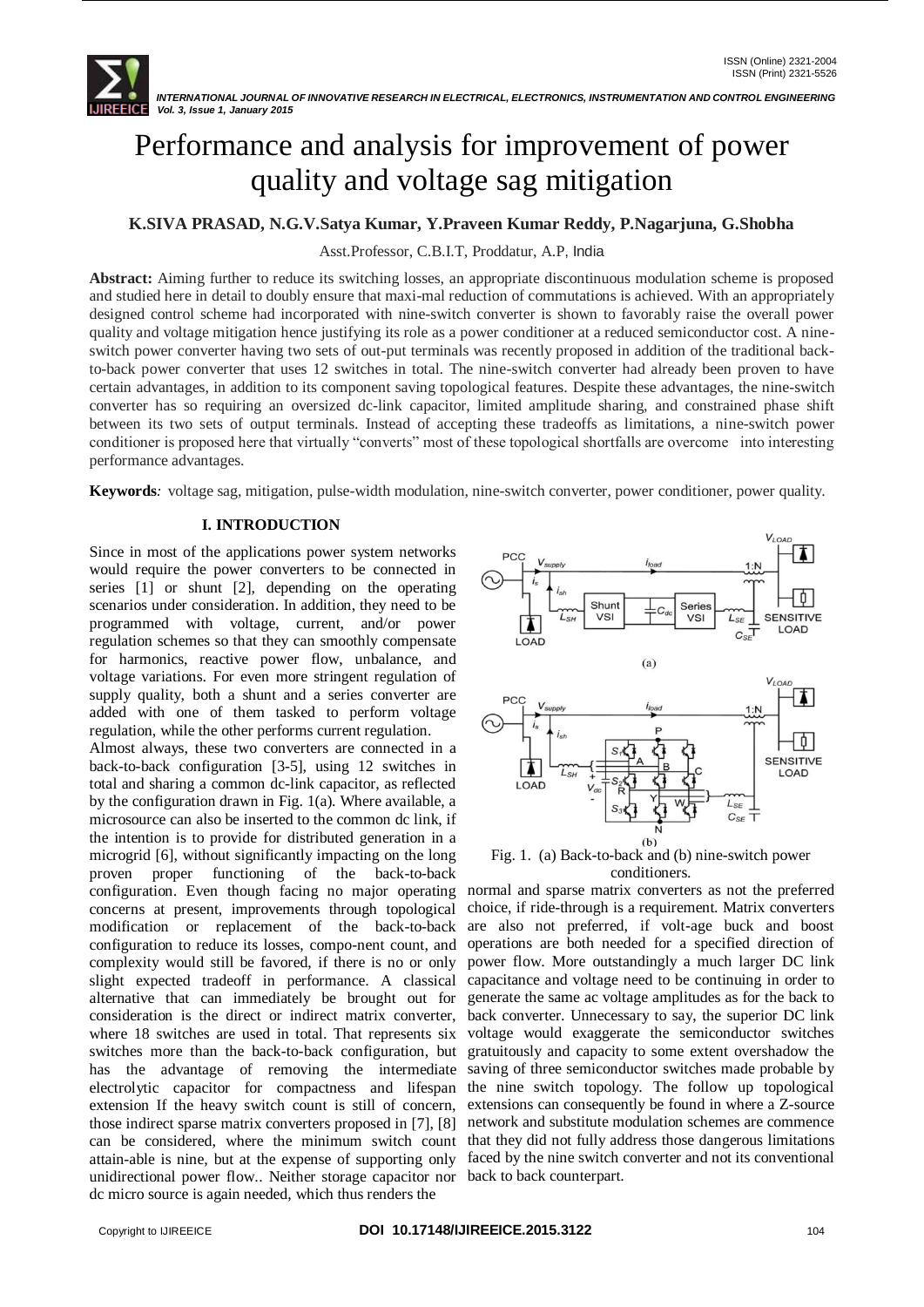# Performance and analysis for improvement of power quality and voltage sag mitigation

**K.SIVA PRASAD, N.G.V.Satya Kumar, Y.Praveen Kumar Reddy, P.Nagarjuna, G.Shobha**

Asst.Professor, C.B.I.T, Proddatur, A.P, India

**Abstract:** Aiming further to reduce its switching losses, an appropriate discontinuous modulation scheme is proposed and studied here in detail to doubly ensure that maxi-mal reduction of commutations is achieved. With an appropriately designed control scheme had incorporated with nine-switch converter is shown to favorably raise the overall power quality and voltage mitigation hence justifying its role as a power conditioner at a reduced semiconductor cost. A nine-switch power converter having two sets of out-put terminals was recently proposed in addition of the traditional back-to-back power converter that uses 12 switches in total. The nine-switch converter had already been proven to have certain advantages, in addition to its component saving topological features. Despite these advantages, the nine-switch converter has so requiring an oversized dc-link capacitor, limited amplitude sharing, and constrained phase shift between its two sets of output terminals. Instead of accepting these tradeoffs as limitations, a nine-switch power conditioner is proposed here that virtually "converts" most of these topological shortfalls are overcome into interesting performance advantages.

**Keywords***:* voltage sag, mitigation, pulse-width modulation, nine-switch converter, power conditioner, power quality.

## I. INTRODUCTION

Since in most of the applications power system networks would require the power converters to be connected in series [1] or shunt [2], depending on the operating scenarios under consideration. In addition, they need to be programmed with voltage, current, and/or power regulation schemes so that they can smoothly compensate for harmonics, reactive power flow, unbalance, and voltage variations. For even more stringent regulation of supply quality, both a shunt and a series converter are added with one of them tasked to perform voltage regulation, while the other performs current regulation.

Almost always, these two converters are connected in a back-to-back configuration [3-5], using 12 switches in total and sharing a common dc-link capacitor, as reflected by the configuration drawn in Fig. 1(a). Where available, a microsource can also be inserted to the common dc link, if the intention is to provide for distributed generation in a microgrid [6], without significantly impacting on the long proven proper functioning of the back-to-back configuration. Even though facing no major operating concerns at present, improvements through topological modification or replacement of the back-to-back configuration to reduce its losses, compo-nent count, and complexity would still be favored, if there is no or only slight expected tradeoff in performance. A classical alternative that can immediately be brought out for consideration is the direct or indirect matrix converter, where 18 switches are used in total. That represents six switches more than the back-to-back configuration, but has the advantage of removing the intermediate electrolytic capacitor for compactness and lifespan extension If the heavy switch count is still of concern, those indirect sparse matrix converters proposed in [7], [8] can be considered, where the minimum switch count attain-able is nine, but at the expense of supporting only unidirectional power flow.. Neither storage capacitor nor dc micro source is again needed, which thus renders the normal and sparse matrix converters as not the preferred choice, if ride-through is a requirement. Matrix converters are also not preferred, if volt-age buck and boost operations are both needed for a specified direction of power flow. More outstandingly a much larger DC link capacitance and voltage need to be continuing in order to generate the same ac voltage amplitudes as for the back to back converter. Unnecessary to say, the superior DC link voltage would exaggerate the semiconductor switches gratuitously and capacity to some extent overshadow the saving of three semiconductor switches made probable by the nine switch topology. The follow up topological extensions can consequently be found in where a Z-source network and substitute modulation schemes are commence that they did not fully address those dangerous limitations faced by the nine switch converter and not its conventional back to back counterpart.

Fig. 1. (a) Back-to-back and (b) nine-switch power conditioners.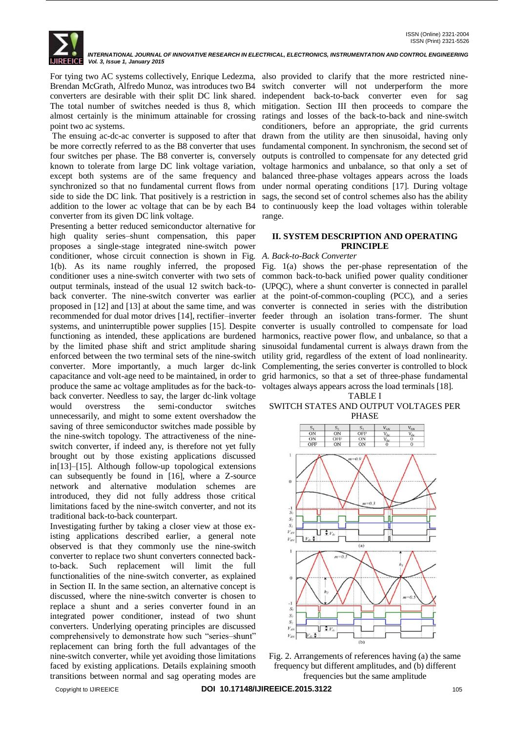For tying two AC systems collectively, Enrique Ledezma, Brendan McGrath, Alfredo Munoz, was introduces two B4 converters are desirable with their split DC link shared. The total number of switches needed is thus 8, which almost certainly is the minimum attainable for crossing point two ac systems.

The ensuing ac-dc-ac converter is supposed to after that be more correctly referred to as the B8 converter that uses four switches per phase. The B8 converter is, conversely known to tolerate from large DC link voltage variation, except both systems are of the same frequency and synchronized so that no fundamental current flows from side to side the DC link. That positively is a restriction in addition to the lower ac voltage that can be by each B4 converter from its given DC link voltage.

Presenting a better reduced semiconductor alternative for high quality series–shunt compensation, this paper proposes a single-stage integrated nine-switch power conditioner, whose circuit connection is shown in Fig. 1(b). As its name roughly inferred, the proposed conditioner uses a nine-switch converter with two sets of output terminals, instead of the usual 12 switch back-to-back converter. The nine-switch converter was earlier proposed in [12] and [13] at about the same time, and was recommended for dual motor drives [14], rectifier–inverter systems, and uninterruptible power supplies [15]. Despite functioning as intended, these applications are burdened by the limited phase shift and strict amplitude sharing enforced between the two terminal sets of the nine-switch converter. More importantly, a much larger dc-link capacitance and volt-age need to be maintained, in order to produce the same ac voltage amplitudes as for the back-to-back converter. Needless to say, the larger dc-link voltage would overstress the semi-conductor switches unnecessarily, and might to some extent overshadow the saving of three semiconductor switches made possible by the nine-switch topology. The attractiveness of the nine-switch converter, if indeed any, is therefore not yet fully brought out by those existing applications discussed in[13]–[15]. Although follow-up topological extensions can subsequently be found in [16], where a Z-source network and alternative modulation schemes are introduced, they did not fully address those critical limitations faced by the nine-switch converter, and not its traditional back-to-back counterpart.

Investigating further by taking a closer view at those ex-isting applications described earlier, a general note observed is that they commonly use the nine-switch converter to replace two shunt converters connected back-to-back. Such replacement will limit the full functionalities of the nine-switch converter, as explained in Section II. In the same section, an alternative concept is discussed, where the nine-switch converter is chosen to replace a shunt and a series converter found in an integrated power conditioner, instead of two shunt converters. Underlying operating principles are discussed comprehensively to demonstrate how such "series–shunt" replacement can bring forth the full advantages of the nine-switch converter, while yet avoiding those limitations faced by existing applications. Details explaining smooth transitions between normal and sag operating modes are also provided to clarify that the more restricted nine-switch converter will not underperform the more independent back-to-back converter even for sag mitigation. Section III then proceeds to compare the ratings and losses of the back-to-back and nine-switch conditioners, before an appropriate, the grid currents drawn from the utility are then sinusoidal, having only fundamental component. In synchronism, the second set of outputs is controlled to compensate for any detected grid voltage harmonics and unbalance, so that only a set of balanced three-phase voltages appears across the loads under normal operating conditions [17]. During voltage sags, the second set of control schemes also has the ability to continuously keep the load voltages within tolerable range.

## II. SYSTEM DESCRIPTION AND OPERATING PRINCIPLE

### A. Back-to-Back Converter

Fig. 1(a) shows the per-phase representation of the common back-to-back unified power quality conditioner (UPQC), where a shunt converter is connected in parallel at the point-of-common-coupling (PCC), and a series converter is connected in series with the distribution feeder through an isolation trans-former. The shunt converter is usually controlled to compensate for load harmonics, reactive power flow, and unbalance, so that a sinusoidal fundamental current is always drawn from the utility grid, regardless of the extent of load nonlinearity. Complementing, the series converter is controlled to block grid harmonics, so that a set of three-phase fundamental voltages always appears across the load terminals [18].

TABLE I
SWITCH STATES AND OUTPUT VOLTAGES PER PHASE

| $S_1$ | $S_2$ | $S_3$ | $V_{AN}$ | $V_{RN}$ |
|---|---|---|---|---|
| ON | ON | OFF | $V_{dc}$ | $V_{dc}$ |
| ON | OFF | ON | $V_{dc}$ | 0 |
| OFF | ON | ON | 0 | 0 |

Fig. 2. Arrangements of references having (a) the same frequency but different amplitudes, and (b) different frequencies but the same amplitude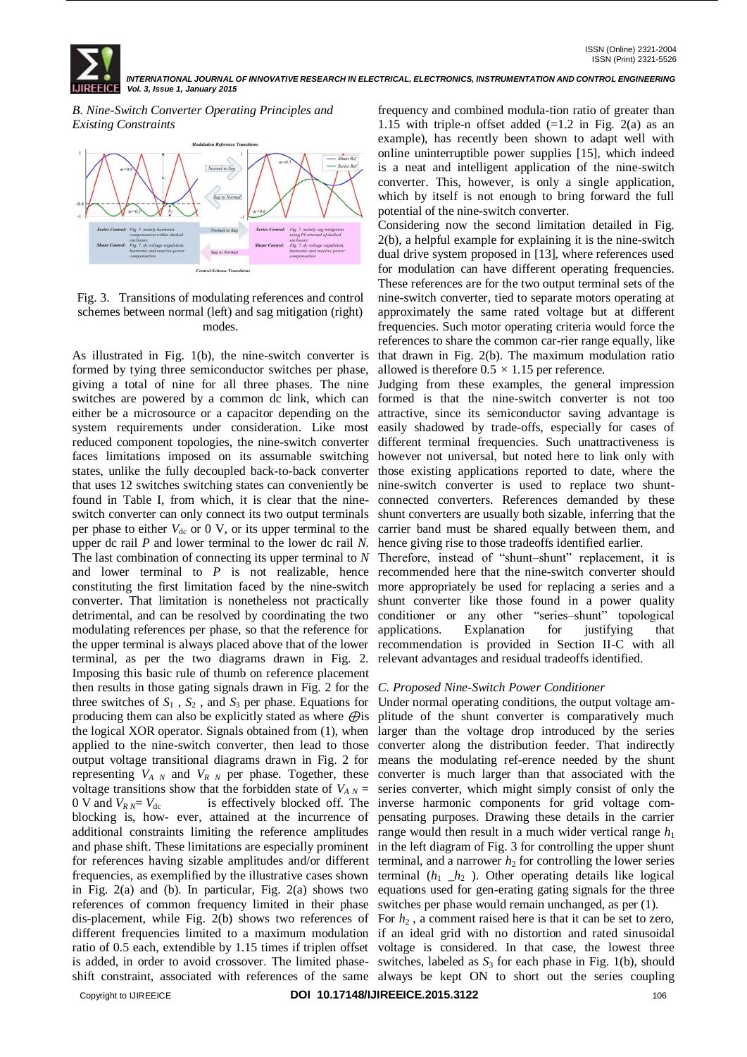### B. Nine-Switch Converter Operating Principles and Existing Constraints

Fig. 3. Transitions of modulating references and control schemes between normal (left) and sag mitigation (right) modes.

As illustrated in Fig. 1(b), the nine-switch converter is formed by tying three semiconductor switches per phase, giving a total of nine for all three phases. The nine switches are powered by a common dc link, which can either be a microsource or a capacitor depending on the system requirements under consideration. Like most reduced component topologies, the nine-switch converter faces limitations imposed on its assumable switching states, unlike the fully decoupled back-to-back converter that uses 12 switches switching states can conveniently be found in Table I, from which, it is clear that the nine-switch converter can only connect its two output terminals per phase to either $V_{dc}$ or 0 V, or its upper terminal to the upper dc rail $P$ and lower terminal to the lower dc rail $N$. The last combination of connecting its upper terminal to $N$ and lower terminal to $P$ is not realizable, hence constituting the first limitation faced by the nine-switch converter. That limitation is nonetheless not practically detrimental, and can be resolved by coordinating the two modulating references per phase, so that the reference for the upper terminal is always placed above that of the lower terminal, as per the two diagrams drawn in Fig. 2. Imposing this basic rule of thumb on reference placement then results in those gating signals drawn in Fig. 2 for the three switches of $S_1$ , $S_2$ , and $S_3$ per phase. Equations for producing them can also be explicitly stated as where $\oplus$ is the logical XOR operator. Signals obtained from (1), when applied to the nine-switch converter, then lead to those output voltage transitional diagrams drawn in Fig. 2 for representing $V_{A\ N}$ and $V_{R\ N}$ per phase. Together, these voltage transitions show that the forbidden state of $V_{A\ N}$ = 0 V and $V_{R\ N}$= $V_{dc}$ is effectively blocked off. The blocking is, how- ever, attained at the incurrence of additional constraints limiting the reference amplitudes and phase shift. These limitations are especially prominent for references having sizable amplitudes and/or different frequencies, as exemplified by the illustrative cases shown in Fig. 2(a) and (b). In particular, Fig. 2(a) shows two references of common frequency limited in their phase dis-placement, while Fig. 2(b) shows two references of different frequencies limited to a maximum modulation ratio of 0.5 each, extendible by 1.15 times if triplen offset is added, in order to avoid crossover. The limited phase-shift constraint, associated with references of the same frequency and combined modula-tion ratio of greater than 1.15 with triple-n offset added (=1.2 in Fig. 2(a) as an example), has recently been shown to adapt well with online uninterruptible power supplies [15], which indeed is a neat and intelligent application of the nine-switch converter. This, however, is only a single application, which by itself is not enough to bring forward the full potential of the nine-switch converter.

Considering now the second limitation detailed in Fig. 2(b), a helpful example for explaining it is the nine-switch dual drive system proposed in [13], where references used for modulation can have different operating frequencies. These references are for the two output terminal sets of the nine-switch converter, tied to separate motors operating at approximately the same rated voltage but at different frequencies. Such motor operating criteria would force the references to share the common car-rier range equally, like that drawn in Fig. 2(b). The maximum modulation ratio allowed is therefore 0.5 × 1.15 per reference.

Judging from these examples, the general impression formed is that the nine-switch converter is not too attractive, since its semiconductor saving advantage is easily shadowed by trade-offs, especially for cases of different terminal frequencies. Such unattractiveness is however not universal, but noted here to link only with those existing applications reported to date, where the nine-switch converter is used to replace two shunt-connected converters. References demanded by these shunt converters are usually both sizable, inferring that the carrier band must be shared equally between them, and hence giving rise to those tradeoffs identified earlier. Therefore, instead of "shunt–shunt" replacement, it is recommended here that the nine-switch converter should more appropriately be used for replacing a series and a shunt converter like those found in a power quality conditioner or any other "series–shunt" topological applications. Explanation for justifying that recommendation is provided in Section II-C with all relevant advantages and residual tradeoffs identified.

### C. Proposed Nine-Switch Power Conditioner

Under normal operating conditions, the output voltage am-plitude of the shunt converter is comparatively much larger than the voltage drop introduced by the series converter along the distribution feeder. That indirectly means the modulating ref-erence needed by the shunt converter is much larger than that associated with the series converter, which might simply consist of only the inverse harmonic components for grid voltage com-pensating purposes. Drawing these details in the carrier range would then result in a much wider vertical range $h_1$ in the left diagram of Fig. 3 for controlling the upper shunt terminal, and a narrower $h_2$ for controlling the lower series terminal ($h_1$ _$h_2$ ). Other operating details like logical equations used for gen-erating gating signals for the three switches per phase would remain unchanged, as per (1). For $h_2$ , a comment raised here is that it can be set to zero, if an ideal grid with no distortion and rated sinusoidal voltage is considered. In that case, the lowest three switches, labeled as $S_3$ for each phase in Fig. 1(b), should always be kept ON to short out the series coupling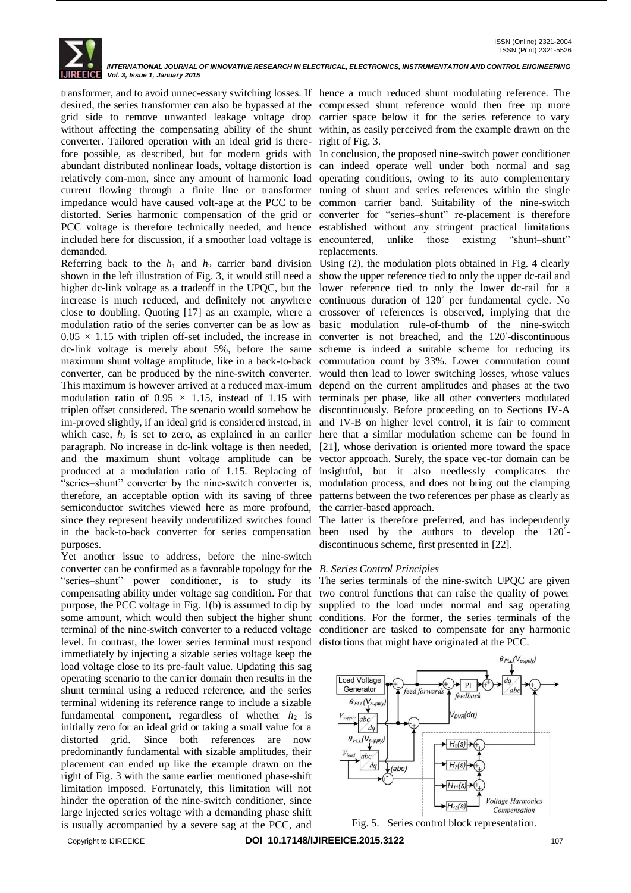transformer, and to avoid unnec-essary switching losses. If desired, the series transformer can also be bypassed at the grid side to remove unwanted leakage voltage drop without affecting the compensating ability of the shunt converter. Tailored operation with an ideal grid is there-fore possible, as described, but for modern grids with abundant distributed nonlinear loads, voltage distortion is relatively com-mon, since any amount of harmonic load current flowing through a finite line or transformer impedance would have caused volt-age at the PCC to be distorted. Series harmonic compensation of the grid or PCC voltage is therefore technically needed, and hence included here for discussion, if a smoother load voltage is demanded.

Referring back to the $h_1$ and $h_2$ carrier band division shown in the left illustration of Fig. 3, it would still need a higher dc-link voltage as a tradeoff in the UPQC, but the increase is much reduced, and definitely not anywhere close to doubling. Quoting [17] as an example, where a modulation ratio of the series converter can be as low as $0.05 \times 1.15$ with triplen off-set included, the increase in dc-link voltage is merely about 5%, before the same maximum shunt voltage amplitude, like in a back-to-back converter, can be produced by the nine-switch converter. This maximum is however arrived at a reduced max-imum modulation ratio of $0.95 \times 1.15$, instead of 1.15 with triplen offset considered. The scenario would somehow be im-proved slightly, if an ideal grid is considered instead, in which case, $h_2$ is set to zero, as explained in an earlier paragraph. No increase in dc-link voltage is then needed, and the maximum shunt voltage amplitude can be produced at a modulation ratio of 1.15. Replacing of "series–shunt" converter by the nine-switch converter is, therefore, an acceptable option with its saving of three semiconductor switches viewed here as more profound, since they represent heavily underutilized switches found in the back-to-back converter for series compensation purposes.

Yet another issue to address, before the nine-switch converter can be confirmed as a favorable topology for the "series–shunt" power conditioner, is to study its compensating ability under voltage sag condition. For that purpose, the PCC voltage in Fig. 1(b) is assumed to dip by some amount, which would then subject the higher shunt terminal of the nine-switch converter to a reduced voltage level. In contrast, the lower series terminal must respond immediately by injecting a sizable series voltage keep the load voltage close to its pre-fault value. Updating this sag operating scenario to the carrier domain then results in the shunt terminal using a reduced reference, and the series terminal widening its reference range to include a sizable fundamental component, regardless of whether $h_2$ is initially zero for an ideal grid or taking a small value for a distorted grid. Since both references are now predominantly fundamental with sizable amplitudes, their placement can ended up like the example drawn on the right of Fig. 3 with the same earlier mentioned phase-shift limitation imposed. Fortunately, this limitation will not hinder the operation of the nine-switch conditioner, since large injected series voltage with a demanding phase shift is usually accompanied by a severe sag at the PCC, and hence a much reduced shunt modulating reference. The compressed shunt reference would then free up more carrier space below it for the series reference to vary within, as easily perceived from the example drawn on the right of Fig. 3.

In conclusion, the proposed nine-switch power conditioner can indeed operate well under both normal and sag operating conditions, owing to its auto complementary tuning of shunt and series references within the single common carrier band. Suitability of the nine-switch converter for "series–shunt" re-placement is therefore established without any stringent practical limitations encountered, unlike those existing "shunt–shunt" replacements.

Using (2), the modulation plots obtained in Fig. 4 clearly show the upper reference tied to only the upper dc-rail and lower reference tied to only the lower dc-rail for a continuous duration of 120° per fundamental cycle. No crossover of references is observed, implying that the basic modulation rule-of-thumb of the nine-switch converter is not breached, and the 120°-discontinuous scheme is indeed a suitable scheme for reducing its commutation count by 33%. Lower commutation count would then lead to lower switching losses, whose values depend on the current amplitudes and phases at the two terminals per phase, like all other converters modulated discontinuously. Before proceeding on to Sections IV-A and IV-B on higher level control, it is fair to comment here that a similar modulation scheme can be found in [21], whose derivation is oriented more toward the space vector approach. Surely, the space vec-tor domain can be insightful, but it also needlessly complicates the modulation process, and does not bring out the clamping patterns between the two references per phase as clearly as the carrier-based approach.

The latter is therefore preferred, and has independently been used by the authors to develop the 120°-discontinuous scheme, first presented in [22].

*B. Series Control Principles*

The series terminals of the nine-switch UPQC are given two control functions that can raise the quality of power supplied to the load under normal and sag operating conditions. For the former, the series terminals of the conditioner are tasked to compensate for any harmonic distortions that might have originated at the PCC.

Fig. 5. Series control block representation.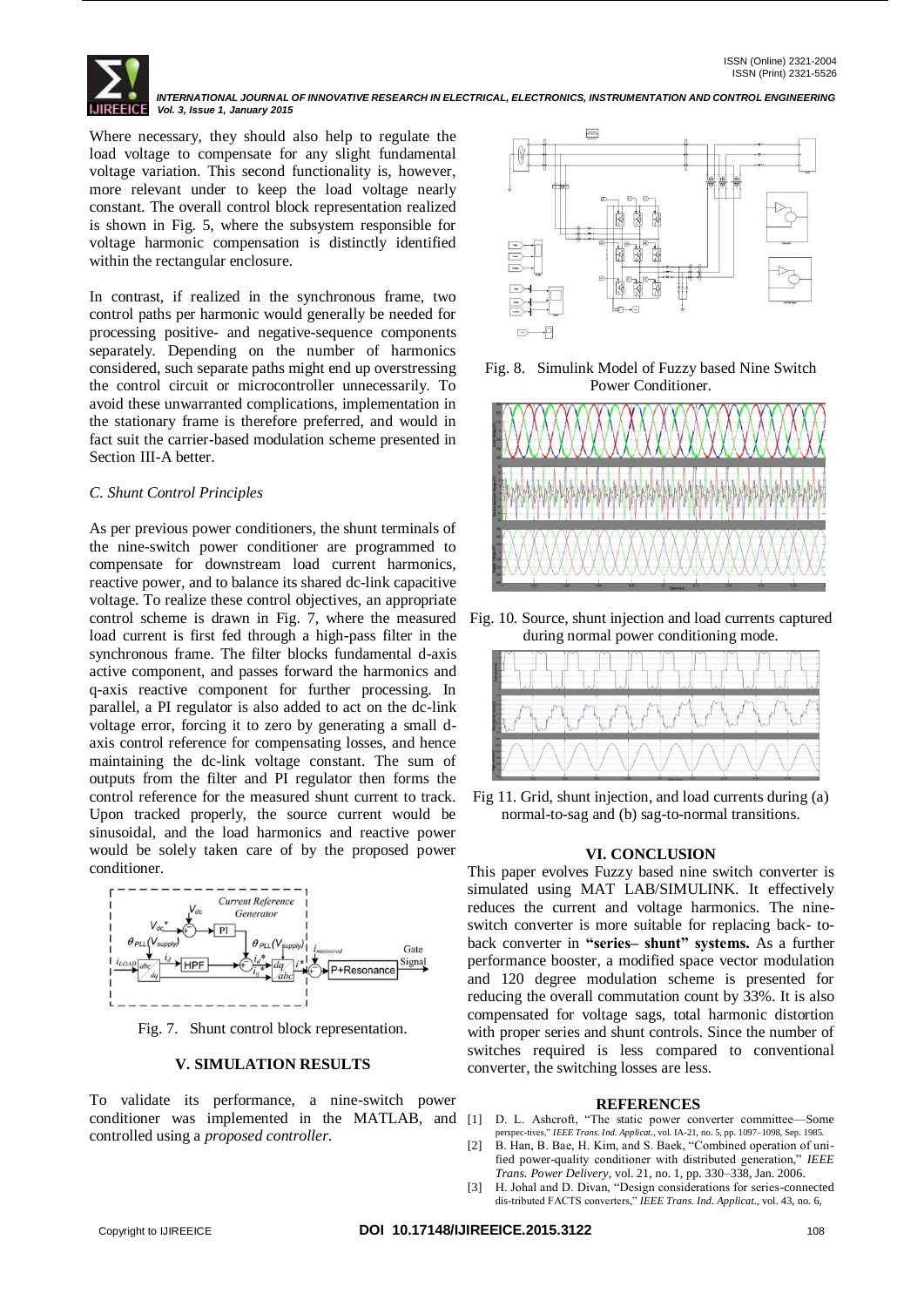Where necessary, they should also help to regulate the load voltage to compensate for any slight fundamental voltage variation. This second functionality is, however, more relevant under to keep the load voltage nearly constant. The overall control block representation realized is shown in Fig. 5, where the subsystem responsible for voltage harmonic compensation is distinctly identified within the rectangular enclosure.

In contrast, if realized in the synchronous frame, two control paths per harmonic would generally be needed for processing positive- and negative-sequence components separately. Depending on the number of harmonics considered, such separate paths might end up overstressing the control circuit or microcontroller unnecessarily. To avoid these unwarranted complications, implementation in the stationary frame is therefore preferred, and would in fact suit the carrier-based modulation scheme presented in Section III-A better.

### *C. Shunt Control Principles*

As per previous power conditioners, the shunt terminals of the nine-switch power conditioner are programmed to compensate for downstream load current harmonics, reactive power, and to balance its shared dc-link capacitive voltage. To realize these control objectives, an appropriate control scheme is drawn in Fig. 7, where the measured load current is first fed through a high-pass filter in the synchronous frame. The filter blocks fundamental d-axis active component, and passes forward the harmonics and q-axis reactive component for further processing. In parallel, a PI regulator is also added to act on the dc-link voltage error, forcing it to zero by generating a small d-axis control reference for compensating losses, and hence maintaining the dc-link voltage constant. The sum of outputs from the filter and PI regulator then forms the control reference for the measured shunt current to track. Upon tracked properly, the source current would be sinusoidal, and the load harmonics and reactive power would be solely taken care of by the proposed power conditioner.

Fig. 7. Shunt control block representation.

## V. SIMULATION RESULTS

To validate its performance, a nine-switch power conditioner was implemented in the MATLAB, and controlled using a *proposed controller.*

Fig. 8. Simulink Model of Fuzzy based Nine Switch Power Conditioner.

Fig. 10. Source, shunt injection and load currents captured during normal power conditioning mode.

Fig 11. Grid, shunt injection, and load currents during (a) normal-to-sag and (b) sag-to-normal transitions.

## VI. CONCLUSION

This paper evolves Fuzzy based nine switch converter is simulated using MAT LAB/SIMULINK. It effectively reduces the current and voltage harmonics. The nine-switch converter is more suitable for replacing back- to-back converter in **"series– shunt" systems.** As a further performance booster, a modified space vector modulation and 120 degree modulation scheme is presented for reducing the overall commutation count by 33%. It is also compensated for voltage sags, total harmonic distortion with proper series and shunt controls. Since the number of switches required is less compared to conventional converter, the switching losses are less.

## REFERENCES

[1] D. L. Ashcroft, "The static power converter committee—Some perspec-tives," *IEEE Trans. Ind. Applicat.*, vol. IA-21, no. 5, pp. 1097–1098, Sep. 1985.

[2] B. Han, B. Bae, H. Kim, and S. Baek, "Combined operation of uni-fied power-quality conditioner with distributed generation," *IEEE Trans. Power Delivery*, vol. 21, no. 1, pp. 330–338, Jan. 2006.

[3] H. Johal and D. Divan, "Design considerations for series-connected dis-tributed FACTS converters," *IEEE Trans. Ind. Applicat.*, vol. 43, no. 6,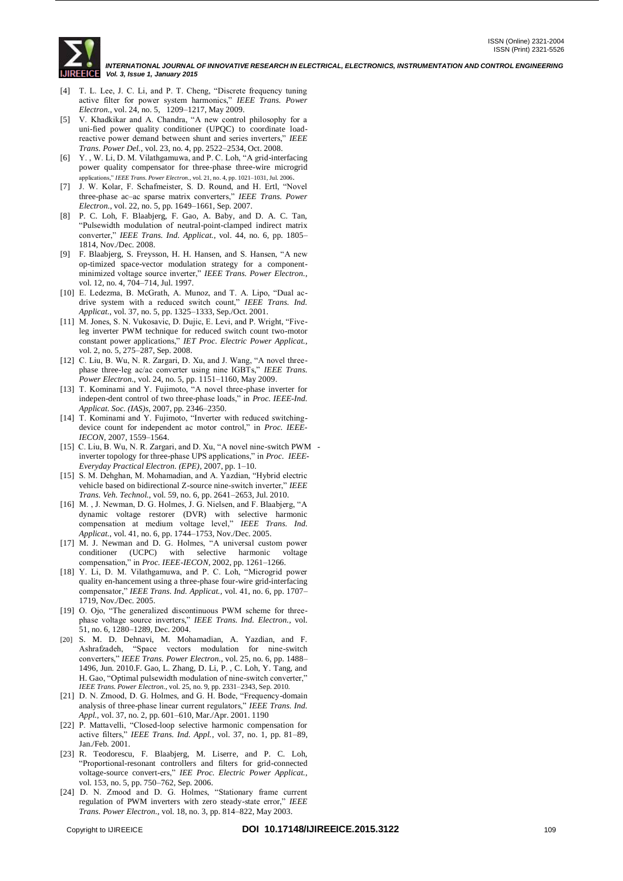[4] T. L. Lee, J. C. Li, and P. T. Cheng, "Discrete frequency tuning active filter for power system harmonics," *IEEE Trans. Power Electron.*, vol. 24, no. 5, 1209–1217, May 2009.

[5] V. Khadkikar and A. Chandra, "A new control philosophy for a uni-fied power quality conditioner (UPQC) to coordinate load-reactive power demand between shunt and series inverters," *IEEE Trans. Power Del.*, vol. 23, no. 4, pp. 2522–2534, Oct. 2008.

[6] Y. , W. Li, D. M. Vilathgamuwa, and P. C. Loh, "A grid-interfacing power quality compensator for three-phase three-wire microgrid applications," *IEEE Trans. Power Electron.*, vol. 21, no. 4, pp. 1021–1031, Jul. 2006.

[7] J. W. Kolar, F. Schafmeister, S. D. Round, and H. Ertl, "Novel three-phase ac–ac sparse matrix converters," *IEEE Trans. Power Electron.*, vol. 22, no. 5, pp. 1649–1661, Sep. 2007.

[8] P. C. Loh, F. Blaabjerg, F. Gao, A. Baby, and D. A. C. Tan, "Pulsewidth modulation of neutral-point-clamped indirect matrix converter," *IEEE Trans. Ind. Applicat.*, vol. 44, no. 6, pp. 1805–1814, Nov./Dec. 2008.

[9] F. Blaabjerg, S. Freysson, H. H. Hansen, and S. Hansen, "A new op-timized space-vector modulation strategy for a component-minimized voltage source inverter," *IEEE Trans. Power Electron.*, vol. 12, no. 4, 704–714, Jul. 1997.

[10] E. Ledezma, B. McGrath, A. Munoz, and T. A. Lipo, "Dual ac-drive system with a reduced switch count," *IEEE Trans. Ind. Applicat.*, vol. 37, no. 5, pp. 1325–1333, Sep./Oct. 2001.

[11] M. Jones, S. N. Vukosavic, D. Dujic, E. Levi, and P. Wright, "Five-leg inverter PWM technique for reduced switch count two-motor constant power applications," *IET Proc. Electric Power Applicat.*, vol. 2, no. 5, 275–287, Sep. 2008.

[12] C. Liu, B. Wu, N. R. Zargari, D. Xu, and J. Wang, "A novel three-phase three-leg ac/ac converter using nine IGBTs," *IEEE Trans. Power Electron.*, vol. 24, no. 5, pp. 1151–1160, May 2009.

[13] T. Kominami and Y. Fujimoto, "A novel three-phase inverter for indepen-dent control of two three-phase loads," in *Proc. IEEE-Ind. Applicat. Soc. (IAS)s*, 2007, pp. 2346–2350.

[14] T. Kominami and Y. Fujimoto, "Inverter with reduced switching-device count for independent ac motor control," in *Proc. IEEE-IECON*, 2007, 1559–1564.

[15] C. Liu, B. Wu, N. R. Zargari, and D. Xu, "A novel nine-switch PWM - inverter topology for three-phase UPS applications," in *Proc. IEEE-Everyday Practical Electron. (EPE)*, 2007, pp. 1–10.

[15] S. M. Dehghan, M. Mohamadian, and A. Yazdian, "Hybrid electric vehicle based on bidirectional Z-source nine-switch inverter," *IEEE Trans. Veh. Technol.*, vol. 59, no. 6, pp. 2641–2653, Jul. 2010.

[16] M. , J. Newman, D. G. Holmes, J. G. Nielsen, and F. Blaabjerg, "A dynamic voltage restorer (DVR) with selective harmonic compensation at medium voltage level," *IEEE Trans. Ind. Applicat.*, vol. 41, no. 6, pp. 1744–1753, Nov./Dec. 2005.

[17] M. J. Newman and D. G. Holmes, "A universal custom power conditioner (UCPC) with selective harmonic voltage compensation," in *Proc. IEEE-IECON*, 2002, pp. 1261–1266.

[18] Y. Li, D. M. Vilathgamuwa, and P. C. Loh, "Microgrid power quality en-hancement using a three-phase four-wire grid-interfacing compensator," *IEEE Trans. Ind. Applicat.*, vol. 41, no. 6, pp. 1707–1719, Nov./Dec. 2005.

[19] O. Ojo, "The generalized discontinuous PWM scheme for three-phase voltage source inverters," *IEEE Trans. Ind. Electron.*, vol. 51, no. 6, 1280–1289, Dec. 2004.

[20] S. M. D. Dehnavi, M. Mohamadian, A. Yazdian, and F. Ashrafzadeh, "Space vectors modulation for nine-switch converters," *IEEE Trans. Power Electron.*, vol. 25, no. 6, pp. 1488–1496, Jun. 2010.F. Gao, L. Zhang, D. Li, P. , C. Loh, Y. Tang, and H. Gao, "Optimal pulsewidth modulation of nine-switch converter," *IEEE Trans. Power Electron.*, vol. 25, no. 9, pp. 2331–2343, Sep. 2010.

[21] D. N. Zmood, D. G. Holmes, and G. H. Bode, "Frequency-domain analysis of three-phase linear current regulators," *IEEE Trans. Ind. Appl.*, vol. 37, no. 2, pp. 601–610, Mar./Apr. 2001. 1190

[22] P. Mattavelli, "Closed-loop selective harmonic compensation for active filters," *IEEE Trans. Ind. Appl.*, vol. 37, no. 1, pp. 81–89, Jan./Feb. 2001.

[23] R. Teodorescu, F. Blaabjerg, M. Liserre, and P. C. Loh, "Proportional-resonant controllers and filters for grid-connected voltage-source convert-ers," *IEE Proc. Electric Power Applicat.*, vol. 153, no. 5, pp. 750–762, Sep. 2006.

[24] D. N. Zmood and D. G. Holmes, "Stationary frame current regulation of PWM inverters with zero steady-state error," *IEEE Trans. Power Electron.*, vol. 18, no. 3, pp. 814–822, May 2003.